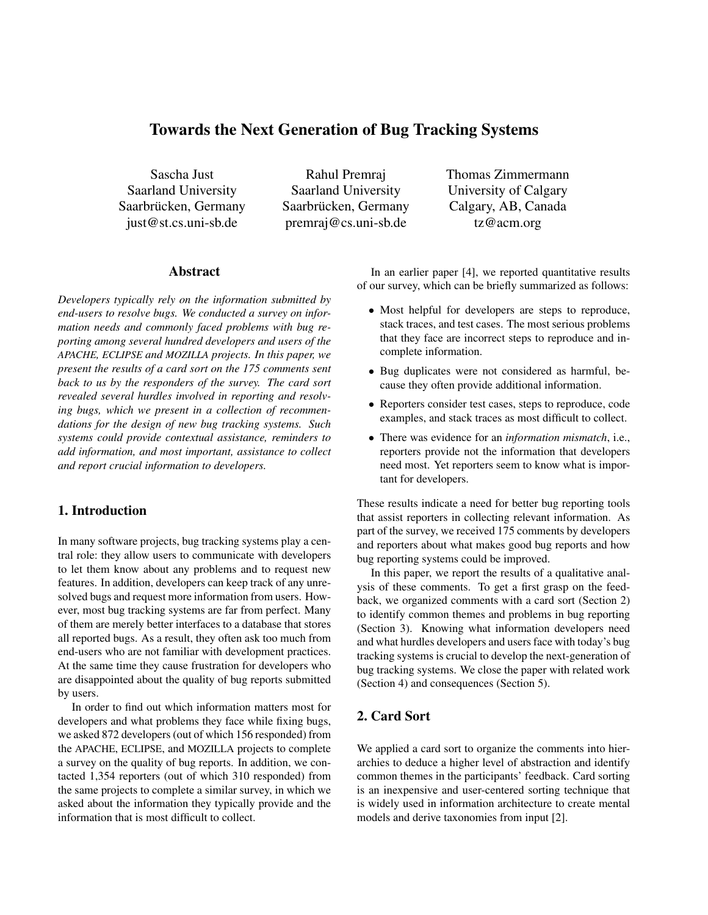# Towards the Next Generation of Bug Tracking Systems

Sascha Just
Saarland University
Saarbrücken, Germany
just@st.cs.uni-sb.de

Rahul Premraj
Saarland University
Saarbrücken, Germany
premraj@cs.uni-sb.de

Thomas Zimmermann
University of Calgary
Calgary, AB, Canada
tz@acm.org

## Abstract

*Developers typically rely on the information submitted by end-users to resolve bugs. We conducted a survey on information needs and commonly faced problems with bug reporting among several hundred developers and users of the APACHE, ECLIPSE and MOZILLA projects. In this paper, we present the results of a card sort on the 175 comments sent back to us by the responders of the survey. The card sort revealed several hurdles involved in reporting and resolving bugs, which we present in a collection of recommendations for the design of new bug tracking systems. Such systems could provide contextual assistance, reminders to add information, and most important, assistance to collect and report crucial information to developers.*

## 1. Introduction

In many software projects, bug tracking systems play a central role: they allow users to communicate with developers to let them know about any problems and to request new features. In addition, developers can keep track of any unresolved bugs and request more information from users. However, most bug tracking systems are far from perfect. Many of them are merely better interfaces to a database that stores all reported bugs. As a result, they often ask too much from end-users who are not familiar with development practices. At the same time they cause frustration for developers who are disappointed about the quality of bug reports submitted by users.

In order to find out which information matters most for developers and what problems they face while fixing bugs, we asked 872 developers (out of which 156 responded) from the APACHE, ECLIPSE, and MOZILLA projects to complete a survey on the quality of bug reports. In addition, we contacted 1,354 reporters (out of which 310 responded) from the same projects to complete a similar survey, in which we asked about the information they typically provide and the information that is most difficult to collect.

In an earlier paper [4], we reported quantitative results of our survey, which can be briefly summarized as follows:

- Most helpful for developers are steps to reproduce, stack traces, and test cases. The most serious problems that they face are incorrect steps to reproduce and incomplete information.
- Bug duplicates were not considered as harmful, because they often provide additional information.
- Reporters consider test cases, steps to reproduce, code examples, and stack traces as most difficult to collect.
- There was evidence for an *information mismatch*, i.e., reporters provide not the information that developers need most. Yet reporters seem to know what is important for developers.

These results indicate a need for better bug reporting tools that assist reporters in collecting relevant information. As part of the survey, we received 175 comments by developers and reporters about what makes good bug reports and how bug reporting systems could be improved.

In this paper, we report the results of a qualitative analysis of these comments. To get a first grasp on the feedback, we organized comments with a card sort (Section 2) to identify common themes and problems in bug reporting (Section 3). Knowing what information developers need and what hurdles developers and users face with today's bug tracking systems is crucial to develop the next-generation of bug tracking systems. We close the paper with related work (Section 4) and consequences (Section 5).

## 2. Card Sort

We applied a card sort to organize the comments into hierarchies to deduce a higher level of abstraction and identify common themes in the participants' feedback. Card sorting is an inexpensive and user-centered sorting technique that is widely used in information architecture to create mental models and derive taxonomies from input [2].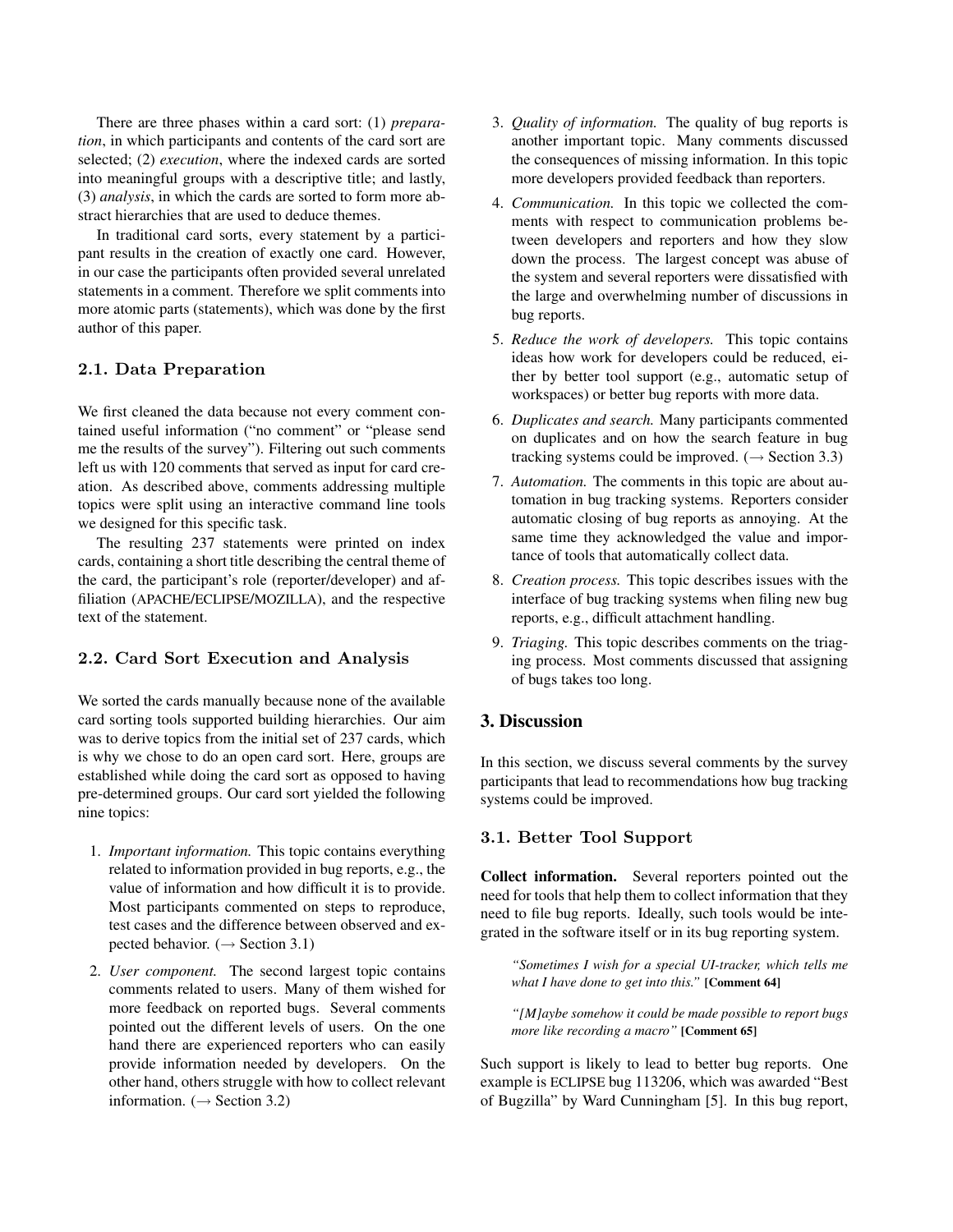There are three phases within a card sort: (1) *preparation*, in which participants and contents of the card sort are selected; (2) *execution*, where the indexed cards are sorted into meaningful groups with a descriptive title; and lastly, (3) *analysis*, in which the cards are sorted to form more abstract hierarchies that are used to deduce themes.

In traditional card sorts, every statement by a participant results in the creation of exactly one card. However, in our case the participants often provided several unrelated statements in a comment. Therefore we split comments into more atomic parts (statements), which was done by the first author of this paper.

### 2.1. Data Preparation

We first cleaned the data because not every comment contained useful information ("no comment" or "please send me the results of the survey"). Filtering out such comments left us with 120 comments that served as input for card creation. As described above, comments addressing multiple topics were split using an interactive command line tools we designed for this specific task.

The resulting 237 statements were printed on index cards, containing a short title describing the central theme of the card, the participant's role (reporter/developer) and affiliation (APACHE/ECLIPSE/MOZILLA), and the respective text of the statement.

### 2.2. Card Sort Execution and Analysis

We sorted the cards manually because none of the available card sorting tools supported building hierarchies. Our aim was to derive topics from the initial set of 237 cards, which is why we chose to do an open card sort. Here, groups are established while doing the card sort as opposed to having pre-determined groups. Our card sort yielded the following nine topics:

1. *Important information.* This topic contains everything related to information provided in bug reports, e.g., the value of information and how difficult it is to provide. Most participants commented on steps to reproduce, test cases and the difference between observed and expected behavior. (→ Section 3.1)
2. *User component.* The second largest topic contains comments related to users. Many of them wished for more feedback on reported bugs. Several comments pointed out the different levels of users. On the one hand there are experienced reporters who can easily provide information needed by developers. On the other hand, others struggle with how to collect relevant information. (→ Section 3.2)
3. *Quality of information.* The quality of bug reports is another important topic. Many comments discussed the consequences of missing information. In this topic more developers provided feedback than reporters.
4. *Communication.* In this topic we collected the comments with respect to communication problems between developers and reporters and how they slow down the process. The largest concept was abuse of the system and several reporters were dissatisfied with the large and overwhelming number of discussions in bug reports.
5. *Reduce the work of developers.* This topic contains ideas how work for developers could be reduced, either by better tool support (e.g., automatic setup of workspaces) or better bug reports with more data.
6. *Duplicates and search.* Many participants commented on duplicates and on how the search feature in bug tracking systems could be improved. (→ Section 3.3)
7. *Automation.* The comments in this topic are about automation in bug tracking systems. Reporters consider automatic closing of bug reports as annoying. At the same time they acknowledged the value and importance of tools that automatically collect data.
8. *Creation process.* This topic describes issues with the interface of bug tracking systems when filing new bug reports, e.g., difficult attachment handling.
9. *Triaging.* This topic describes comments on the triaging process. Most comments discussed that assigning of bugs takes too long.

## 3. Discussion

In this section, we discuss several comments by the survey participants that lead to recommendations how bug tracking systems could be improved.

### 3.1. Better Tool Support

**Collect information.** Several reporters pointed out the need for tools that help them to collect information that they need to file bug reports. Ideally, such tools would be integrated in the software itself or in its bug reporting system.

> *"Sometimes I wish for a special UI-tracker, which tells me what I have done to get into this."* **[Comment 64]**

> *"[M]aybe somehow it could be made possible to report bugs more like recording a macro"* **[Comment 65]**

Such support is likely to lead to better bug reports. One example is ECLIPSE bug 113206, which was awarded "Best of Bugzilla" by Ward Cunningham [5]. In this bug report,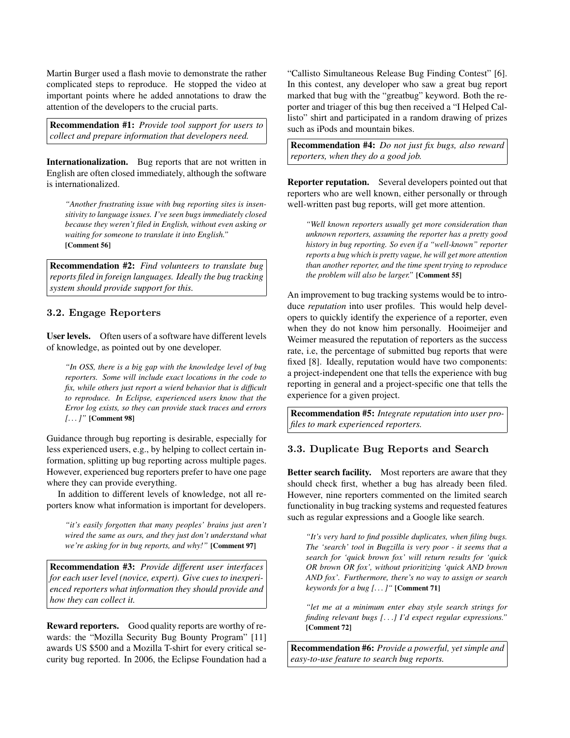Martin Burger used a flash movie to demonstrate the rather complicated steps to reproduce. He stopped the video at important points where he added annotations to draw the attention of the developers to the crucial parts.

> **Recommendation #1:** *Provide tool support for users to collect and prepare information that developers need.*

**Internationalization.** Bug reports that are not written in English are often closed immediately, although the software is internationalized.

> *"Another frustrating issue with bug reporting sites is insensitivity to language issues. I've seen bugs immediately closed because they weren't filed in English, without even asking or waiting for someone to translate it into English."* **[Comment 56]**

> **Recommendation #2:** *Find volunteers to translate bug reports filed in foreign languages. Ideally the bug tracking system should provide support for this.*

### 3.2. Engage Reporters

**User levels.** Often users of a software have different levels of knowledge, as pointed out by one developer.

> *"In OSS, there is a big gap with the knowledge level of bug reporters. Some will include exact locations in the code to fix, while others just report a wierd behavior that is difficult to reproduce. In Eclipse, experienced users know that the Error log exists, so they can provide stack traces and errors [. . . ]"* **[Comment 98]**

Guidance through bug reporting is desirable, especially for less experienced users, e.g., by helping to collect certain information, splitting up bug reporting across multiple pages. However, experienced bug reporters prefer to have one page where they can provide everything.

In addition to different levels of knowledge, not all reporters know what information is important for developers.

> *"it's easily forgotten that many peoples' brains just aren't wired the same as ours, and they just don't understand what we're asking for in bug reports, and why!"* **[Comment 97]**

> **Recommendation #3:** *Provide different user interfaces for each user level (novice, expert). Give cues to inexperienced reporters what information they should provide and how they can collect it.*

**Reward reporters.** Good quality reports are worthy of rewards: the "Mozilla Security Bug Bounty Program" [11] awards US $500 and a Mozilla T-shirt for every critical security bug reported. In 2006, the Eclipse Foundation had a "Callisto Simultaneous Release Bug Finding Contest" [6]. In this contest, any developer who saw a great bug report marked that bug with the "greatbug" keyword. Both the reporter and triager of this bug then received a "I Helped Callisto" shirt and participated in a random drawing of prizes such as iPods and mountain bikes.

> **Recommendation #4:** *Do not just fix bugs, also reward reporters, when they do a good job.*

**Reporter reputation.** Several developers pointed out that reporters who are well known, either personally or through well-written past bug reports, will get more attention.

> *"Well known reporters usually get more consideration than unknown reporters, assuming the reporter has a pretty good history in bug reporting. So even if a "well-known" reporter reports a bug which is pretty vague, he will get more attention than another reporter, and the time spent trying to reproduce the problem will also be larger."* **[Comment 55]**

An improvement to bug tracking systems would be to introduce *reputation* into user profiles. This would help developers to quickly identify the experience of a reporter, even when they do not know him personally. Hooimeijer and Weimer measured the reputation of reporters as the success rate, i.e, the percentage of submitted bug reports that were fixed [8]. Ideally, reputation would have two components: a project-independent one that tells the experience with bug reporting in general and a project-specific one that tells the experience for a given project.

> **Recommendation #5:** *Integrate reputation into user profiles to mark experienced reporters.*

### 3.3. Duplicate Bug Reports and Search

**Better search facility.** Most reporters are aware that they should check first, whether a bug has already been filed. However, nine reporters commented on the limited search functionality in bug tracking systems and requested features such as regular expressions and a Google like search.

> *"It's very hard to find possible duplicates, when filing bugs. The 'search' tool in Bugzilla is very poor - it seems that a search for 'quick brown fox' will return results for 'quick OR brown OR fox', without prioritizing 'quick AND brown AND fox'. Furthermore, there's no way to assign or search keywords for a bug [. . . ]"* **[Comment 71]**

> *"let me at a minimum enter ebay style search strings for finding relevant bugs [. . .] I'd expect regular expressions."* **[Comment 72]**

> **Recommendation #6:** *Provide a powerful, yet simple and easy-to-use feature to search bug reports.*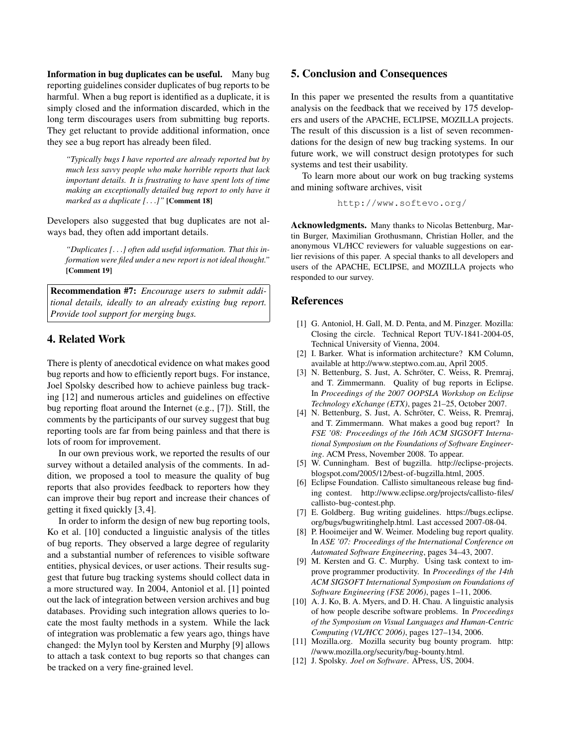**Information in bug duplicates can be useful.** Many bug reporting guidelines consider duplicates of bug reports to be harmful. When a bug report is identified as a duplicate, it is simply closed and the information discarded, which in the long term discourages users from submitting bug reports. They get reluctant to provide additional information, once they see a bug report has already been filed.

> *"Typically bugs I have reported are already reported but by much less savvy people who make horrible reports that lack important details. It is frustrating to have spent lots of time making an exceptionally detailed bug report to only have it marked as a duplicate [. . .]"* **[Comment 18]**

Developers also suggested that bug duplicates are not always bad, they often add important details.

> *"Duplicates [. . .] often add useful information. That this information were filed under a new report is not ideal thought."* **[Comment 19]**

**Recommendation #7:** *Encourage users to submit additional details, ideally to an already existing bug report. Provide tool support for merging bugs.*

## 4. Related Work

There is plenty of anecdotical evidence on what makes good bug reports and how to efficiently report bugs. For instance, Joel Spolsky described how to achieve painless bug tracking [12] and numerous articles and guidelines on effective bug reporting float around the Internet (e.g., [7]). Still, the comments by the participants of our survey suggest that bug reporting tools are far from being painless and that there is lots of room for improvement.

In our own previous work, we reported the results of our survey without a detailed analysis of the comments. In addition, we proposed a tool to measure the quality of bug reports that also provides feedback to reporters how they can improve their bug report and increase their chances of getting it fixed quickly [3, 4].

In order to inform the design of new bug reporting tools, Ko et al. [10] conducted a linguistic analysis of the titles of bug reports. They observed a large degree of regularity and a substantial number of references to visible software entities, physical devices, or user actions. Their results suggest that future bug tracking systems should collect data in a more structured way. In 2004, Antoniol et al. [1] pointed out the lack of integration between version archives and bug databases. Providing such integration allows queries to locate the most faulty methods in a system. While the lack of integration was problematic a few years ago, things have changed: the Mylyn tool by Kersten and Murphy [9] allows to attach a task context to bug reports so that changes can be tracked on a very fine-grained level.

## 5. Conclusion and Consequences

In this paper we presented the results from a quantitative analysis on the feedback that we received by 175 developers and users of the APACHE, ECLIPSE, MOZILLA projects. The result of this discussion is a list of seven recommendations for the design of new bug tracking systems. In our future work, we will construct design prototypes for such systems and test their usability.

To learn more about our work on bug tracking systems and mining software archives, visit

http://www.softevo.org/

**Acknowledgments.** Many thanks to Nicolas Bettenburg, Martin Burger, Maximilian Grothusmann, Christian Holler, and the anonymous VL/HCC reviewers for valuable suggestions on earlier revisions of this paper. A special thanks to all developers and users of the APACHE, ECLIPSE, and MOZILLA projects who responded to our survey.

## References

[1] G. Antoniol, H. Gall, M. D. Penta, and M. Pinzger. Mozilla: Closing the circle. Technical Report TUV-1841-2004-05, Technical University of Vienna, 2004.

[2] I. Barker. What is information architecture? KM Column, available at http://www.steptwo.com.au, April 2005.

[3] N. Bettenburg, S. Just, A. Schröter, C. Weiss, R. Premraj, and T. Zimmermann. Quality of bug reports in Eclipse. In *Proceedings of the 2007 OOPSLA Workshop on Eclipse Technology eXchange (ETX)*, pages 21–25, October 2007.

[4] N. Bettenburg, S. Just, A. Schröter, C. Weiss, R. Premraj, and T. Zimmermann. What makes a good bug report? In *FSE '08: Proceedings of the 16th ACM SIGSOFT International Symposium on the Foundations of Software Engineering*. ACM Press, November 2008. To appear.

[5] W. Cunningham. Best of bugzilla. http://eclipse-projects.blogspot.com/2005/12/best-of-bugzilla.html, 2005.

[6] Eclipse Foundation. Callisto simultaneous release bug finding contest. http://www.eclipse.org/projects/callisto-files/callisto-bug-contest.php.

[7] E. Goldberg. Bug writing guidelines. https://bugs.eclipse.org/bugs/bugwritinghelp.html. Last accessed 2007-08-04.

[8] P. Hooimeijer and W. Weimer. Modeling bug report quality. In *ASE '07: Proceedings of the International Conference on Automated Software Engineering*, pages 34–43, 2007.

[9] M. Kersten and G. C. Murphy. Using task context to improve programmer productivity. In *Proceedings of the 14th ACM SIGSOFT International Symposium on Foundations of Software Engineering (FSE 2006)*, pages 1–11, 2006.

[10] A. J. Ko, B. A. Myers, and D. H. Chau. A linguistic analysis of how people describe software problems. In *Proceedings of the Symposium on Visual Languages and Human-Centric Computing (VL/HCC 2006)*, pages 127–134, 2006.

[11] Mozilla.org. Mozilla security bug bounty program. http://www.mozilla.org/security/bug-bounty.html.

[12] J. Spolsky. *Joel on Software*. APress, US, 2004.